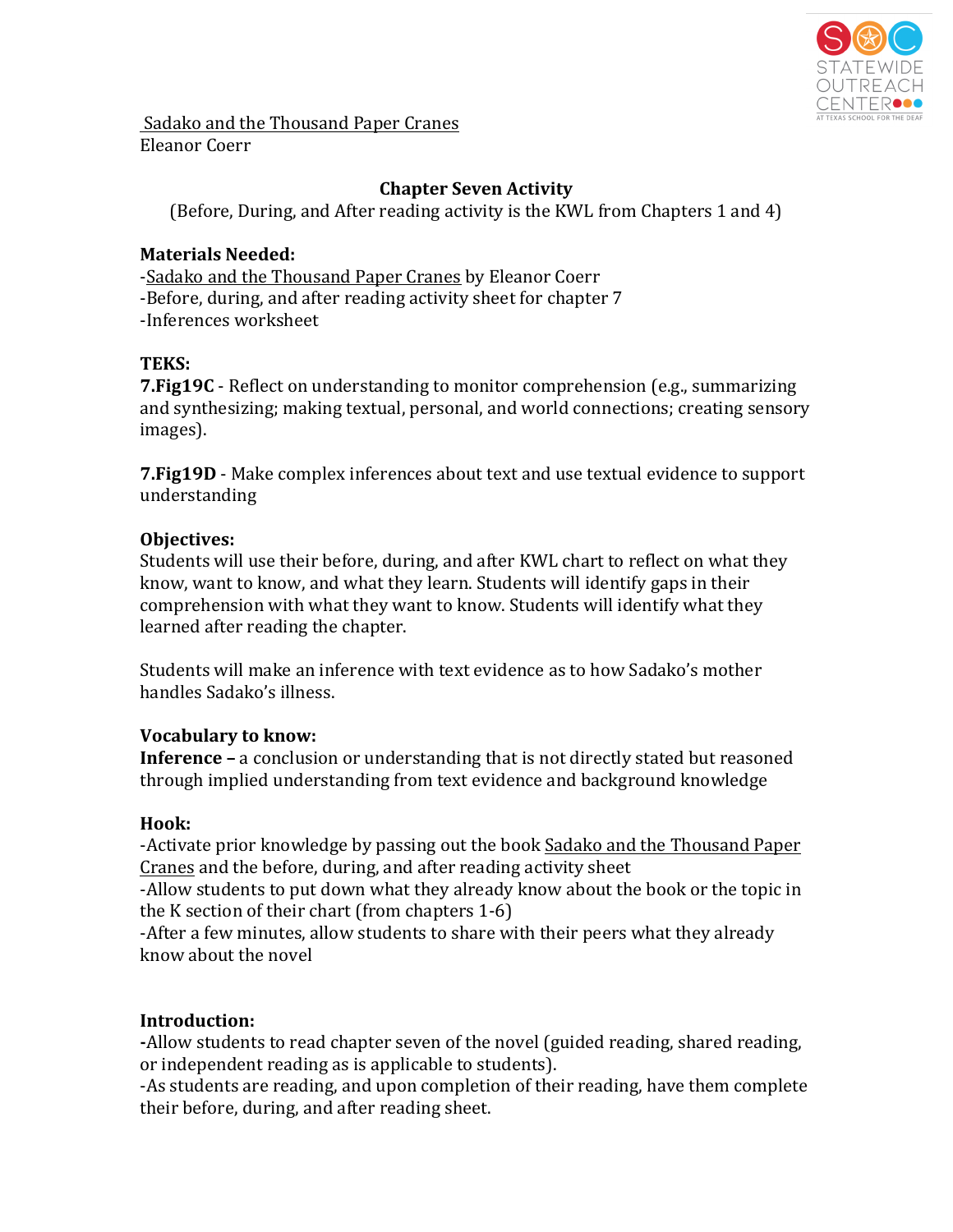Sadako and the Thousand Paper Cranes
Eleanor Coerr

**Chapter Seven Activity**

(Before, During, and After reading activity is the KWL from Chapters 1 and 4)

**Materials Needed:**

- Sadako and the Thousand Paper Cranes by Eleanor Coerr
- Before, during, and after reading activity sheet for chapter 7
- Inferences worksheet

**TEKS:**

**7.Fig19C** - Reflect on understanding to monitor comprehension (e.g., summarizing and synthesizing; making textual, personal, and world connections; creating sensory images).

**7.Fig19D** - Make complex inferences about text and use textual evidence to support understanding

**Objectives:**

Students will use their before, during, and after KWL chart to reflect on what they know, want to know, and what they learn. Students will identify gaps in their comprehension with what they want to know. Students will identify what they learned after reading the chapter.

Students will make an inference with text evidence as to how Sadako's mother handles Sadako's illness.

**Vocabulary to know:**

**Inference –** a conclusion or understanding that is not directly stated but reasoned through implied understanding from text evidence and background knowledge

**Hook:**

- Activate prior knowledge by passing out the book Sadako and the Thousand Paper Cranes and the before, during, and after reading activity sheet
- Allow students to put down what they already know about the book or the topic in the K section of their chart (from chapters 1-6)
- After a few minutes, allow students to share with their peers what they already know about the novel

**Introduction:**

- Allow students to read chapter seven of the novel (guided reading, shared reading, or independent reading as is applicable to students).
- As students are reading, and upon completion of their reading, have them complete their before, during, and after reading sheet.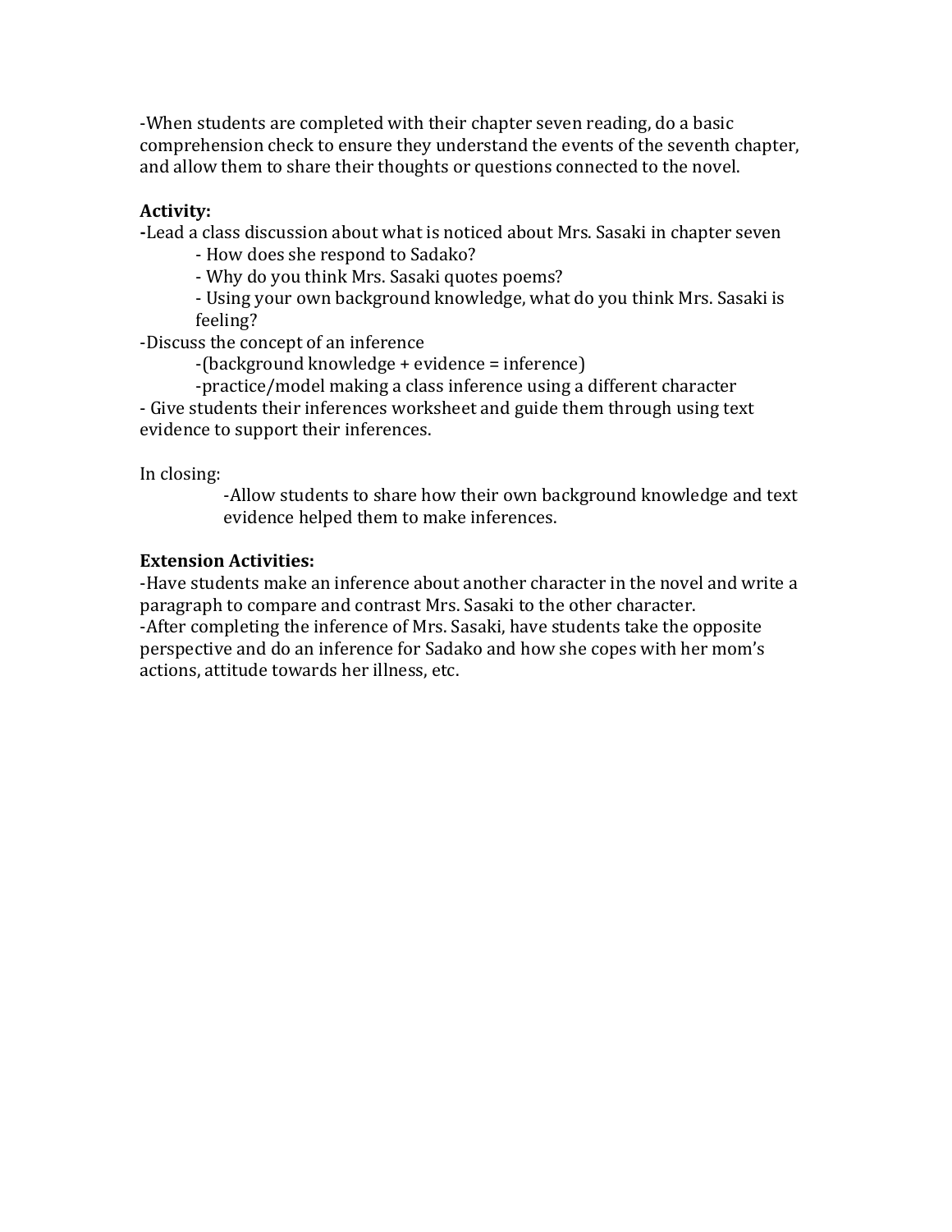-When students are completed with their chapter seven reading, do a basic comprehension check to ensure they understand the events of the seventh chapter, and allow them to share their thoughts or questions connected to the novel.

**Activity:**

**-**Lead a class discussion about what is noticed about Mrs. Sasaki in chapter seven

- How does she respond to Sadako?
- Why do you think Mrs. Sasaki quotes poems?
- Using your own background knowledge, what do you think Mrs. Sasaki is feeling?

-Discuss the concept of an inference

- (background knowledge + evidence = inference)
- practice/model making a class inference using a different character

- Give students their inferences worksheet and guide them through using text evidence to support their inferences.

In closing:

-Allow students to share how their own background knowledge and text evidence helped them to make inferences.

**Extension Activities:**

-Have students make an inference about another character in the novel and write a paragraph to compare and contrast Mrs. Sasaki to the other character.

-After completing the inference of Mrs. Sasaki, have students take the opposite perspective and do an inference for Sadako and how she copes with her mom's actions, attitude towards her illness, etc.